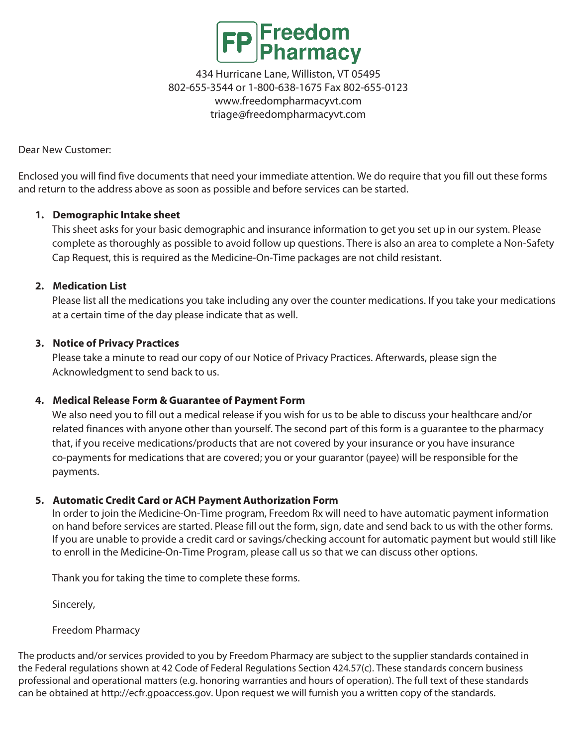# Freedom Pharmacy

434 Hurricane Lane, Williston, VT 05495
802-655-3544 or 1-800-638-1675 Fax 802-655-0123
www.freedompharmacyvt.com
triage@freedompharmacyvt.com

Dear New Customer:

Enclosed you will find five documents that need your immediate attention. We do require that you fill out these forms and return to the address above as soon as possible and before services can be started.

1. **Demographic Intake sheet**
   This sheet asks for your basic demographic and insurance information to get you set up in our system. Please complete as thoroughly as possible to avoid follow up questions. There is also an area to complete a Non-Safety Cap Request, this is required as the Medicine-On-Time packages are not child resistant.

2. **Medication List**
   Please list all the medications you take including any over the counter medications. If you take your medications at a certain time of the day please indicate that as well.

3. **Notice of Privacy Practices**
   Please take a minute to read our copy of our Notice of Privacy Practices. Afterwards, please sign the Acknowledgment to send back to us.

4. **Medical Release Form & Guarantee of Payment Form**
   We also need you to fill out a medical release if you wish for us to be able to discuss your healthcare and/or related finances with anyone other than yourself. The second part of this form is a guarantee to the pharmacy that, if you receive medications/products that are not covered by your insurance or you have insurance co-payments for medications that are covered; you or your guarantor (payee) will be responsible for the payments.

5. **Automatic Credit Card or ACH Payment Authorization Form**
   In order to join the Medicine-On-Time program, Freedom Rx will need to have automatic payment information on hand before services are started. Please fill out the form, sign, date and send back to us with the other forms. If you are unable to provide a credit card or savings/checking account for automatic payment but would still like to enroll in the Medicine-On-Time Program, please call us so that we can discuss other options.

   Thank you for taking the time to complete these forms.

   Sincerely,

   Freedom Pharmacy

The products and/or services provided to you by Freedom Pharmacy are subject to the supplier standards contained in the Federal regulations shown at 42 Code of Federal Regulations Section 424.57(c). These standards concern business professional and operational matters (e.g. honoring warranties and hours of operation). The full text of these standards can be obtained at http://ecfr.gpoaccess.gov. Upon request we will furnish you a written copy of the standards.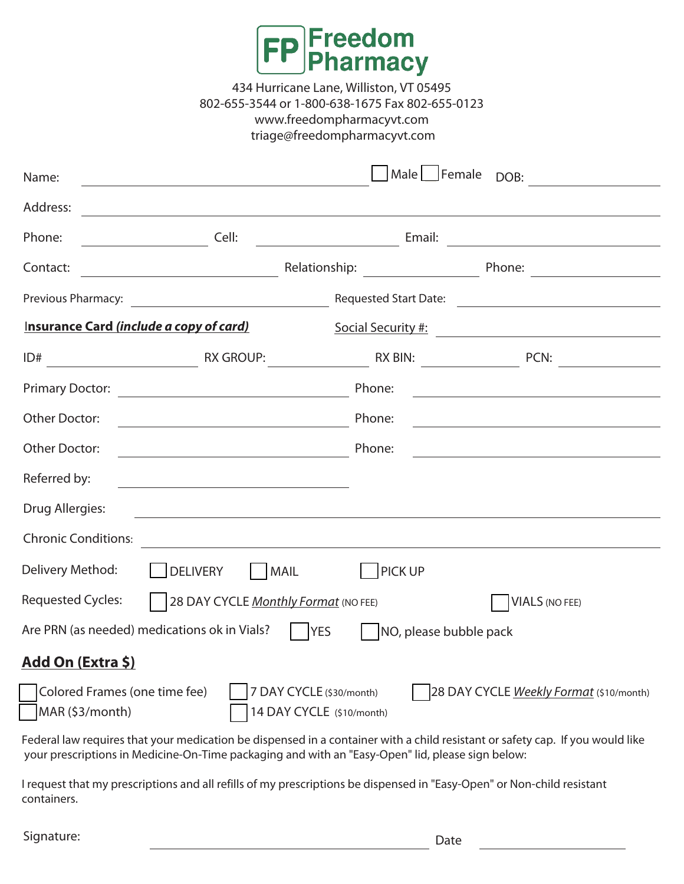# FP Freedom Pharmacy

434 Hurricane Lane, Williston, VT 05495
802-655-3544 or 1-800-638-1675 Fax 802-655-0123
www.freedompharmacyvt.com
triage@freedompharmacyvt.com

Name: ______________________ ☐ Male ☐ Female DOB: ______________

Address: ____________________________________________

Phone: ____________ Cell: ____________ Email: ______________

Contact: ______________ Relationship: ____________ Phone: ____________

Previous Pharmacy: ______________ Requested Start Date: ______________

**Insurance Card *(include a copy of card)*** Social Security #: ______________

ID# ____________ RX GROUP: ____________ RX BIN: ____________ PCN: ____________

Primary Doctor: ______________ Phone: ______________

Other Doctor: ______________ Phone: ______________

Other Doctor: ______________ Phone: ______________

Referred by: ______________

Drug Allergies: ____________________________________________

Chronic Conditions: ____________________________________________

Delivery Method: ☐ DELIVERY ☐ MAIL ☐ PICK UP

Requested Cycles: ☐ 28 DAY CYCLE *Monthly Format* (NO FEE) ☐ VIALS (NO FEE)

Are PRN (as needed) medications ok in Vials? ☐ YES ☐ NO, please bubble pack

## Add On (Extra $)

☐ Colored Frames (one time fee)
☐ MAR ($3/month)
☐ 7 DAY CYCLE ($30/month)
☐ 14 DAY CYCLE ($10/month)
☐ 28 DAY CYCLE *Weekly Format* ($10/month)

Federal law requires that your medication be dispensed in a container with a child resistant or safety cap. If you would like your prescriptions in Medicine-On-Time packaging and with an "Easy-Open" lid, please sign below:

I request that my prescriptions and all refills of my prescriptions be dispensed in "Easy-Open" or Non-child resistant containers.

Signature: ______________________ Date ______________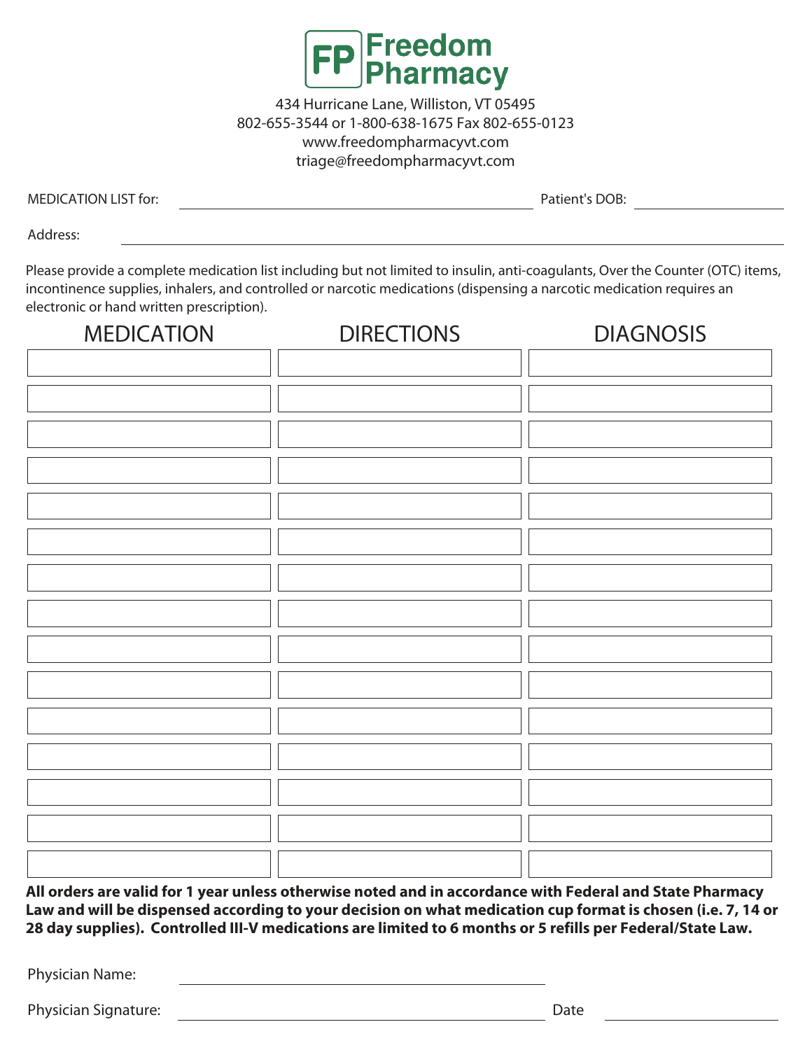# Freedom Pharmacy

434 Hurricane Lane, Williston, VT 05495
802-655-3544 or 1-800-638-1675 Fax 802-655-0123
www.freedompharmacyvt.com
triage@freedompharmacyvt.com

MEDICATION LIST for: ______________________________ Patient's DOB: ______________

Address: ______________________________________________________________

Please provide a complete medication list including but not limited to insulin, anti-coagulants, Over the Counter (OTC) items, incontinence supplies, inhalers, and controlled or narcotic medications (dispensing a narcotic medication requires an electronic or hand written prescription).

| MEDICATION | DIRECTIONS | DIAGNOSIS |
|---|---|---|
| | | |
| | | |
| | | |
| | | |
| | | |
| | | |
| | | |
| | | |
| | | |
| | | |
| | | |
| | | |
| | | |
| | | |
| | | |

**All orders are valid for 1 year unless otherwise noted and in accordance with Federal and State Pharmacy Law and will be dispensed according to your decision on what medication cup format is chosen (i.e. 7, 14 or 28 day supplies). Controlled III-V medications are limited to 6 months or 5 refills per Federal/State Law.**

Physician Name: ______________________________

Physician Signature: ______________________________ Date ______________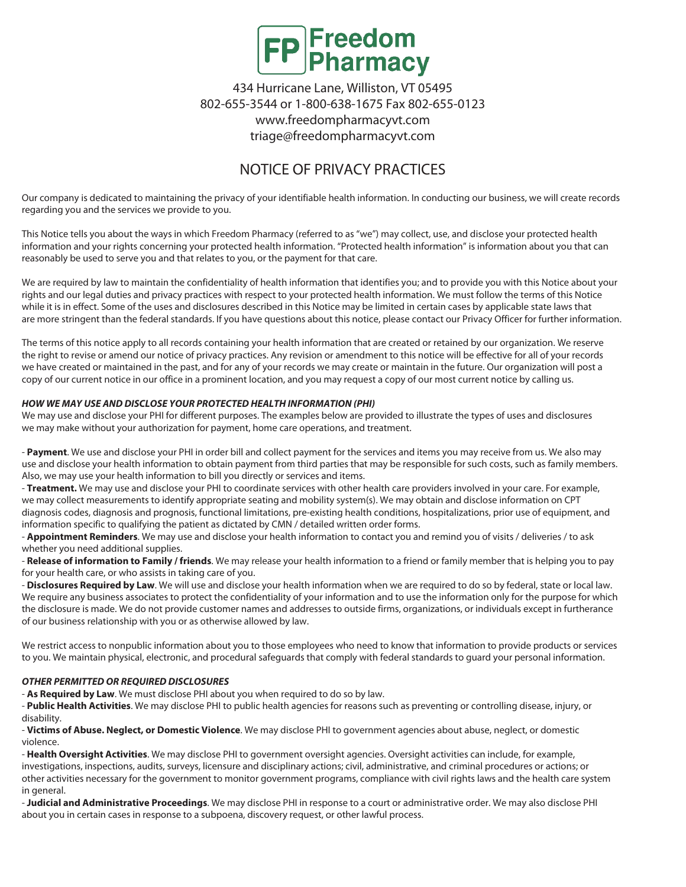# Freedom Pharmacy

434 Hurricane Lane, Williston, VT 05495
802-655-3544 or 1-800-638-1675 Fax 802-655-0123
www.freedompharmacyvt.com
triage@freedompharmacyvt.com

## NOTICE OF PRIVACY PRACTICES

Our company is dedicated to maintaining the privacy of your identifiable health information. In conducting our business, we will create records regarding you and the services we provide to you.

This Notice tells you about the ways in which Freedom Pharmacy (referred to as "we") may collect, use, and disclose your protected health information and your rights concerning your protected health information. "Protected health information" is information about you that can reasonably be used to serve you and that relates to you, or the payment for that care.

We are required by law to maintain the confidentiality of health information that identifies you; and to provide you with this Notice about your rights and our legal duties and privacy practices with respect to your protected health information. We must follow the terms of this Notice while it is in effect. Some of the uses and disclosures described in this Notice may be limited in certain cases by applicable state laws that are more stringent than the federal standards. If you have questions about this notice, please contact our Privacy Officer for further information.

The terms of this notice apply to all records containing your health information that are created or retained by our organization. We reserve the right to revise or amend our notice of privacy practices. Any revision or amendment to this notice will be effective for all of your records we have created or maintained in the past, and for any of your records we may create or maintain in the future. Our organization will post a copy of our current notice in our office in a prominent location, and you may request a copy of our most current notice by calling us.

***HOW WE MAY USE AND DISCLOSE YOUR PROTECTED HEALTH INFORMATION (PHI)***

We may use and disclose your PHI for different purposes. The examples below are provided to illustrate the types of uses and disclosures we may make without your authorization for payment, home care operations, and treatment.

- **Payment**. We use and disclose your PHI in order bill and collect payment for the services and items you may receive from us. We also may use and disclose your health information to obtain payment from third parties that may be responsible for such costs, such as family members. Also, we may use your health information to bill you directly or services and items.
- **Treatment.** We may use and disclose your PHI to coordinate services with other health care providers involved in your care. For example, we may collect measurements to identify appropriate seating and mobility system(s). We may obtain and disclose information on CPT diagnosis codes, diagnosis and prognosis, functional limitations, pre-existing health conditions, hospitalizations, prior use of equipment, and information specific to qualifying the patient as dictated by CMN / detailed written order forms.
- **Appointment Reminders**. We may use and disclose your health information to contact you and remind you of visits / deliveries / to ask whether you need additional supplies.
- **Release of information to Family / friends**. We may release your health information to a friend or family member that is helping you to pay for your health care, or who assists in taking care of you.
- **Disclosures Required by Law**. We will use and disclose your health information when we are required to do so by federal, state or local law. We require any business associates to protect the confidentiality of your information and to use the information only for the purpose for which the disclosure is made. We do not provide customer names and addresses to outside firms, organizations, or individuals except in furtherance of our business relationship with you or as otherwise allowed by law.

We restrict access to nonpublic information about you to those employees who need to know that information to provide products or services to you. We maintain physical, electronic, and procedural safeguards that comply with federal standards to guard your personal information.

***OTHER PERMITTED OR REQUIRED DISCLOSURES***

- **As Required by Law**. We must disclose PHI about you when required to do so by law.
- **Public Health Activities**. We may disclose PHI to public health agencies for reasons such as preventing or controlling disease, injury, or disability.
- **Victims of Abuse. Neglect, or Domestic Violence**. We may disclose PHI to government agencies about abuse, neglect, or domestic violence.
- **Health Oversight Activities**. We may disclose PHI to government oversight agencies. Oversight activities can include, for example, investigations, inspections, audits, surveys, licensure and disciplinary actions; civil, administrative, and criminal procedures or actions; or other activities necessary for the government to monitor government programs, compliance with civil rights laws and the health care system in general.
- **Judicial and Administrative Proceedings**. We may disclose PHI in response to a court or administrative order. We may also disclose PHI about you in certain cases in response to a subpoena, discovery request, or other lawful process.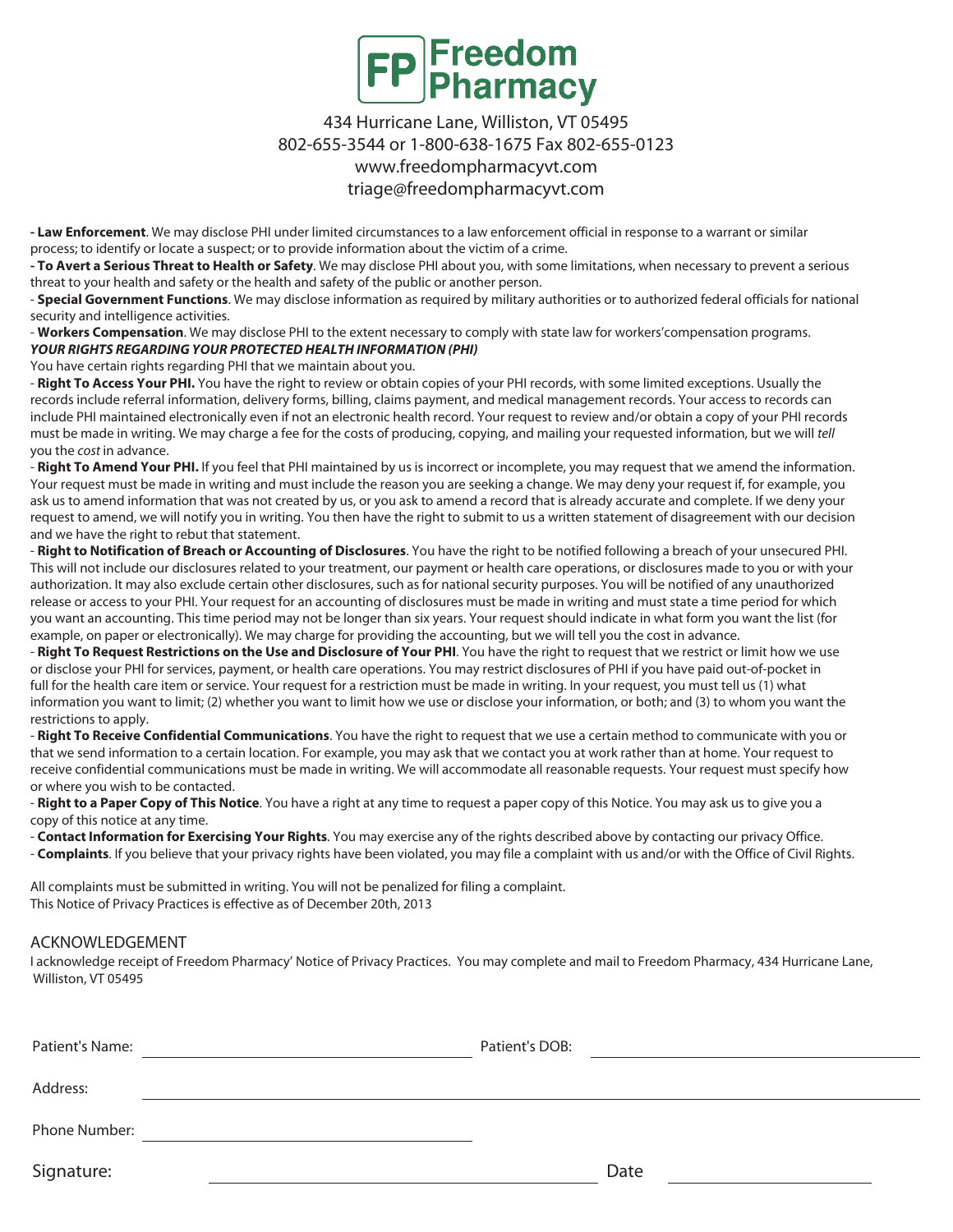# Freedom Pharmacy

434 Hurricane Lane, Williston, VT 05495
802-655-3544 or 1-800-638-1675 Fax 802-655-0123
www.freedompharmacyvt.com
triage@freedompharmacyvt.com

**- Law Enforcement**. We may disclose PHI under limited circumstances to a law enforcement official in response to a warrant or similar process; to identify or locate a suspect; or to provide information about the victim of a crime.

**- To Avert a Serious Threat to Health or Safety**. We may disclose PHI about you, with some limitations, when necessary to prevent a serious threat to your health and safety or the health and safety of the public or another person.

- **Special Government Functions**. We may disclose information as required by military authorities or to authorized federal officials for national security and intelligence activities.

- **Workers Compensation**. We may disclose PHI to the extent necessary to comply with state law for workers'compensation programs.

***YOUR RIGHTS REGARDING YOUR PROTECTED HEALTH INFORMATION (PHI)***

You have certain rights regarding PHI that we maintain about you.

- **Right To Access Your PHI.** You have the right to review or obtain copies of your PHI records, with some limited exceptions. Usually the records include referral information, delivery forms, billing, claims payment, and medical management records. Your access to records can include PHI maintained electronically even if not an electronic health record. Your request to review and/or obtain a copy of your PHI records must be made in writing. We may charge a fee for the costs of producing, copying, and mailing your requested information, but we will *tell* you the *cost* in advance.

- **Right To Amend Your PHI.** If you feel that PHI maintained by us is incorrect or incomplete, you may request that we amend the information. Your request must be made in writing and must include the reason you are seeking a change. We may deny your request if, for example, you ask us to amend information that was not created by us, or you ask to amend a record that is already accurate and complete. If we deny your request to amend, we will notify you in writing. You then have the right to submit to us a written statement of disagreement with our decision and we have the right to rebut that statement.

- **Right to Notification of Breach or Accounting of Disclosures**. You have the right to be notified following a breach of your unsecured PHI. This will not include our disclosures related to your treatment, our payment or health care operations, or disclosures made to you or with your authorization. It may also exclude certain other disclosures, such as for national security purposes. You will be notified of any unauthorized release or access to your PHI. Your request for an accounting of disclosures must be made in writing and must state a time period for which you want an accounting. This time period may not be longer than six years. Your request should indicate in what form you want the list (for example, on paper or electronically). We may charge for providing the accounting, but we will tell you the cost in advance.

- **Right To Request Restrictions on the Use and Disclosure of Your PHI**. You have the right to request that we restrict or limit how we use or disclose your PHI for services, payment, or health care operations. You may restrict disclosures of PHI if you have paid out-of-pocket in full for the health care item or service. Your request for a restriction must be made in writing. In your request, you must tell us (1) what information you want to limit; (2) whether you want to limit how we use or disclose your information, or both; and (3) to whom you want the restrictions to apply.

- **Right To Receive Confidential Communications**. You have the right to request that we use a certain method to communicate with you or that we send information to a certain location. For example, you may ask that we contact you at work rather than at home. Your request to receive confidential communications must be made in writing. We will accommodate all reasonable requests. Your request must specify how or where you wish to be contacted.

- **Right to a Paper Copy of This Notice**. You have a right at any time to request a paper copy of this Notice. You may ask us to give you a copy of this notice at any time.

- **Contact Information for Exercising Your Rights**. You may exercise any of the rights described above by contacting our privacy Office.

- **Complaints**. If you believe that your privacy rights have been violated, you may file a complaint with us and/or with the Office of Civil Rights.

All complaints must be submitted in writing. You will not be penalized for filing a complaint.
This Notice of Privacy Practices is effective as of December 20th, 2013

## ACKNOWLEDGEMENT

I acknowledge receipt of Freedom Pharmacy' Notice of Privacy Practices. You may complete and mail to Freedom Pharmacy, 434 Hurricane Lane, Williston, VT 05495

Patient's Name: ______________________ Patient's DOB: ______________________

Address: ______________________________________________

Phone Number: ______________________

Signature: ______________________ Date ______________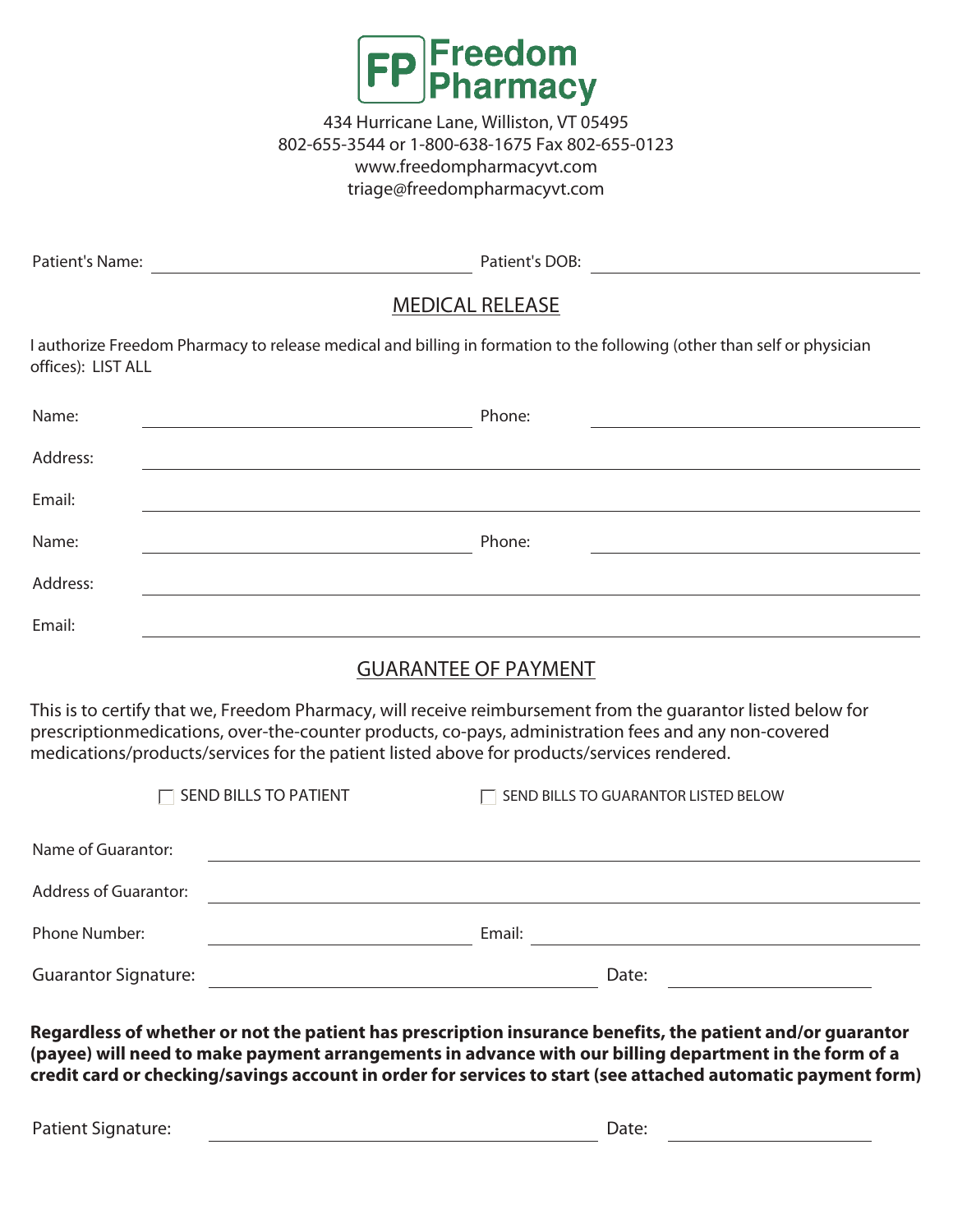# Freedom Pharmacy

434 Hurricane Lane, Williston, VT 05495
802-655-3544 or 1-800-638-1675 Fax 802-655-0123
www.freedompharmacyvt.com
triage@freedompharmacyvt.com

Patient's Name: ______________________________ Patient's DOB: ______________________________

## MEDICAL RELEASE

I authorize Freedom Pharmacy to release medical and billing in formation to the following (other than self or physician offices): LIST ALL

Name: ______________________________ Phone: ______________________________

Address: ____________________________________________________________

Email: ____________________________________________________________

Name: ______________________________ Phone: ______________________________

Address: ____________________________________________________________

Email: ____________________________________________________________

## GUARANTEE OF PAYMENT

This is to certify that we, Freedom Pharmacy, will receive reimbursement from the guarantor listed below for prescriptionmedications, over-the-counter products, co-pays, administration fees and any non-covered medications/products/services for the patient listed above for products/services rendered.

☐ SEND BILLS TO PATIENT ☐ SEND BILLS TO GUARANTOR LISTED BELOW

Name of Guarantor: ____________________________________________________________

Address of Guarantor: ____________________________________________________________

Phone Number: ______________________________ Email: ______________________________

Guarantor Signature: ______________________________ Date: ________________

**Regardless of whether or not the patient has prescription insurance benefits, the patient and/or guarantor (payee) will need to make payment arrangements in advance with our billing department in the form of a credit card or checking/savings account in order for services to start (see attached automatic payment form)**

Patient Signature: ______________________________ Date: ________________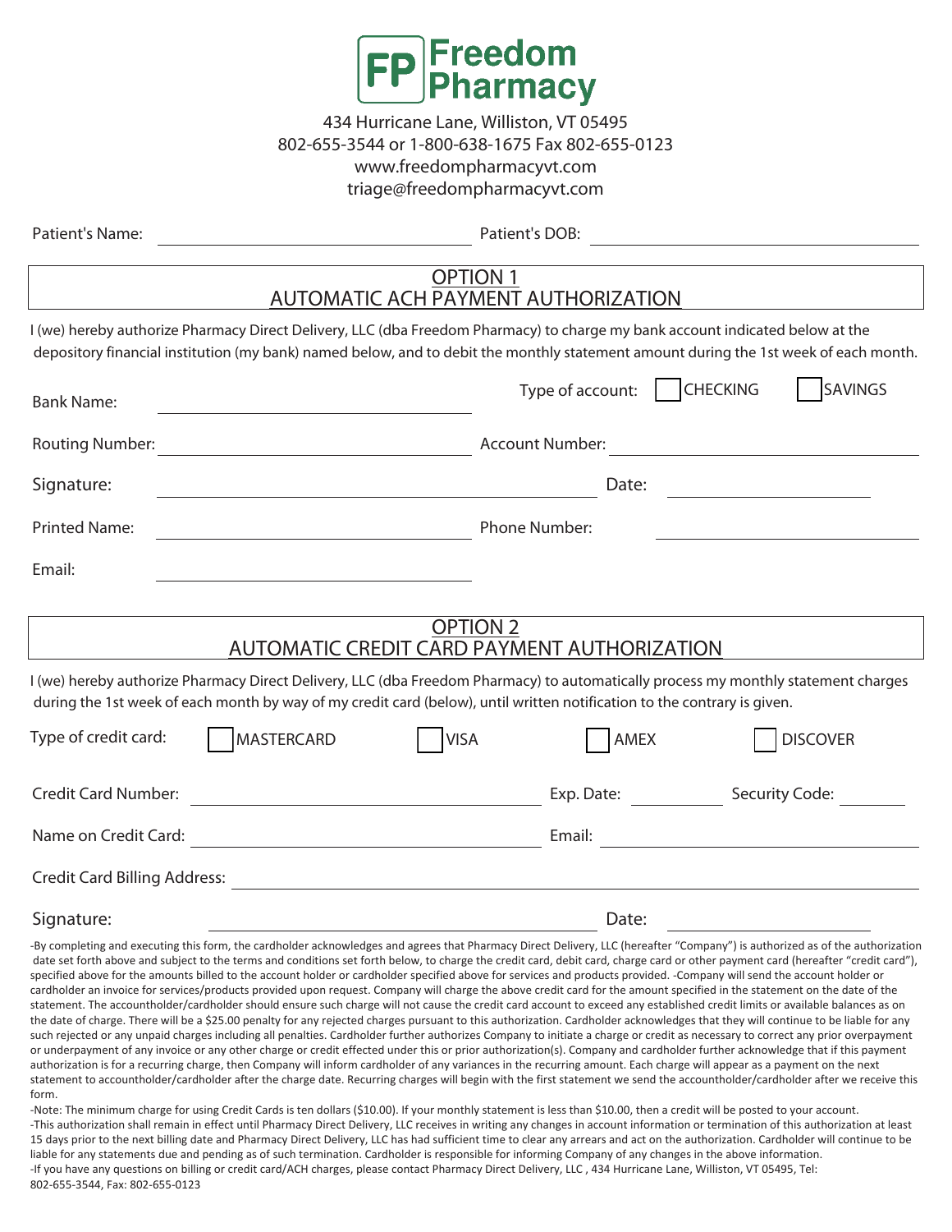# FP Freedom Pharmacy

434 Hurricane Lane, Williston, VT 05495
802-655-3544 or 1-800-638-1675 Fax 802-655-0123
www.freedompharmacyvt.com
triage@freedompharmacyvt.com

Patient's Name: ____________________ Patient's DOB: ____________________

## OPTION 1
## AUTOMATIC ACH PAYMENT AUTHORIZATION

I (we) hereby authorize Pharmacy Direct Delivery, LLC (dba Freedom Pharmacy) to charge my bank account indicated below at the depository financial institution (my bank) named below, and to debit the monthly statement amount during the 1st week of each month.

Bank Name: ____________________ Type of account: ☐ CHECKING ☐ SAVINGS

Routing Number: ____________________ Account Number: ____________________

Signature: ____________________ Date: ____________________

Printed Name: ____________________ Phone Number: ____________________

Email: ____________________

## OPTION 2
## AUTOMATIC CREDIT CARD PAYMENT AUTHORIZATION

I (we) hereby authorize Pharmacy Direct Delivery, LLC (dba Freedom Pharmacy) to automatically process my monthly statement charges during the 1st week of each month by way of my credit card (below), until written notification to the contrary is given.

Type of credit card: ☐ MASTERCARD ☐ VISA ☐ AMEX ☐ DISCOVER

Credit Card Number: ____________________ Exp. Date: __________ Security Code: ________

Name on Credit Card: ____________________ Email: ____________________

Credit Card Billing Address: ____________________

Signature: ____________________ Date: ____________________

-By completing and executing this form, the cardholder acknowledges and agrees that Pharmacy Direct Delivery, LLC (hereafter "Company") is authorized as of the authorization date set forth above and subject to the terms and conditions set forth below, to charge the credit card, debit card, charge card or other payment card (hereafter "credit card"), specified above for the amounts billed to the account holder or cardholder specified above for services and products provided. -Company will send the account holder or cardholder an invoice for services/products provided upon request. Company will charge the above credit card for the amount specified in the statement on the date of the statement. The accountholder/cardholder should ensure such charge will not cause the credit card account to exceed any established credit limits or available balances as on the date of charge. There will be a $25.00 penalty for any rejected charges pursuant to this authorization. Cardholder acknowledges that they will continue to be liable for any such rejected or any unpaid charges including all penalties. Cardholder further authorizes Company to initiate a charge or credit as necessary to correct any prior overpayment or underpayment of any invoice or any other charge or credit effected under this or prior authorization(s). Company and cardholder further acknowledge that if this payment authorization is for a recurring charge, then Company will inform cardholder of any variances in the recurring amount. Each charge will appear as a payment on the next statement to accountholder/cardholder after the charge date. Recurring charges will begin with the first statement we send the accountholder/cardholder after we receive this form.

-Note: The minimum charge for using Credit Cards is ten dollars ($10.00). If your monthly statement is less than $10.00, then a credit will be posted to your account.

-This authorization shall remain in effect until Pharmacy Direct Delivery, LLC receives in writing any changes in account information or termination of this authorization at least 15 days prior to the next billing date and Pharmacy Direct Delivery, LLC has had sufficient time to clear any arrears and act on the authorization. Cardholder will continue to be liable for any statements due and pending as of such termination. Cardholder is responsible for informing Company of any changes in the above information.

-If you have any questions on billing or credit card/ACH charges, please contact Pharmacy Direct Delivery, LLC , 434 Hurricane Lane, Williston, VT 05495, Tel: 802-655-3544, Fax: 802-655-0123